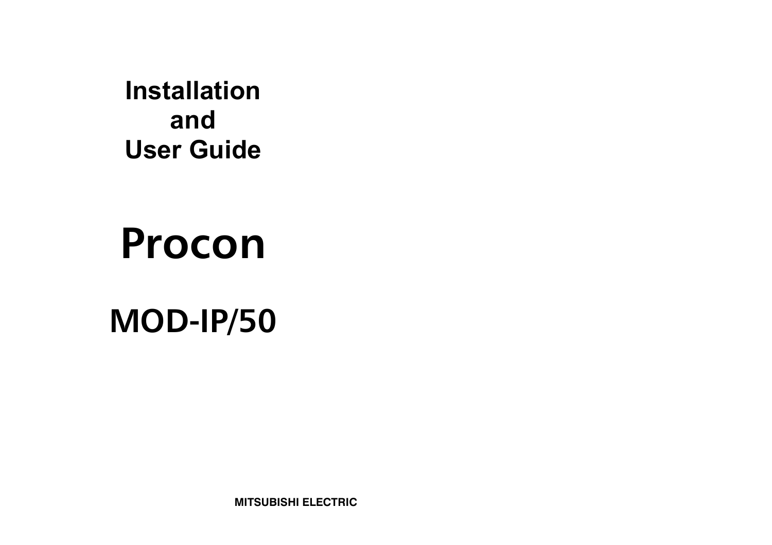# Installation and User Guide

# Procon

# MOD-IP/50

MITSUBISHI ELECTRIC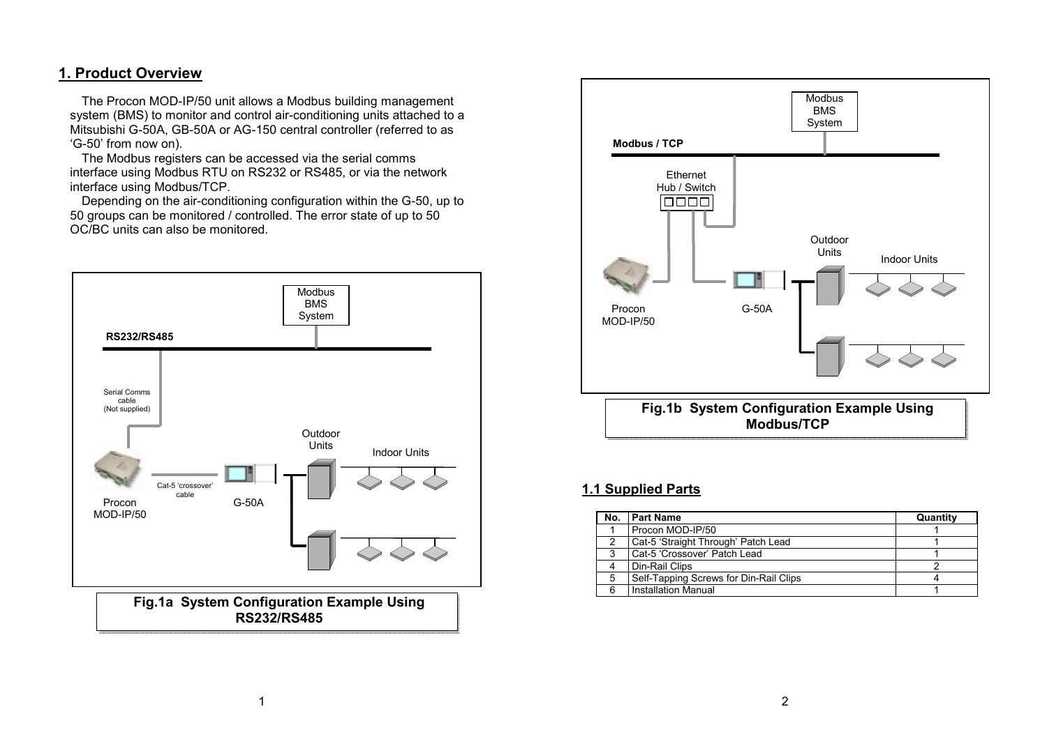# 1. Product Overview

The Procon MOD-IP/50 unit allows a Modbus building management system (BMS) to monitor and control air-conditioning units attached to a Mitsubishi G-50A, GB-50A or AG-150 central controller (referred to as 'G-50' from now on).

The Modbus registers can be accessed via the serial comms interface using Modbus RTU on RS232 or RS485, or via the network interface using Modbus/TCP.

Depending on the air-conditioning configuration within the G-50, up to 50 groups can be monitored / controlled. The error state of up to 50 OC/BC units can also be monitored.

**Fig.1a System Configuration Example Using RS232/RS485**

**Fig.1b System Configuration Example Using Modbus/TCP**

## 1.1 Supplied Parts

| No. | Part Name | Quantity |
|---|---|---|
| 1 | Procon MOD-IP/50 | 1 |
| 2 | Cat-5 'Straight Through' Patch Lead | 1 |
| 3 | Cat-5 'Crossover' Patch Lead | 1 |
| 4 | Din-Rail Clips | 2 |
| 5 | Self-Tapping Screws for Din-Rail Clips | 4 |
| 6 | Installation Manual | 1 |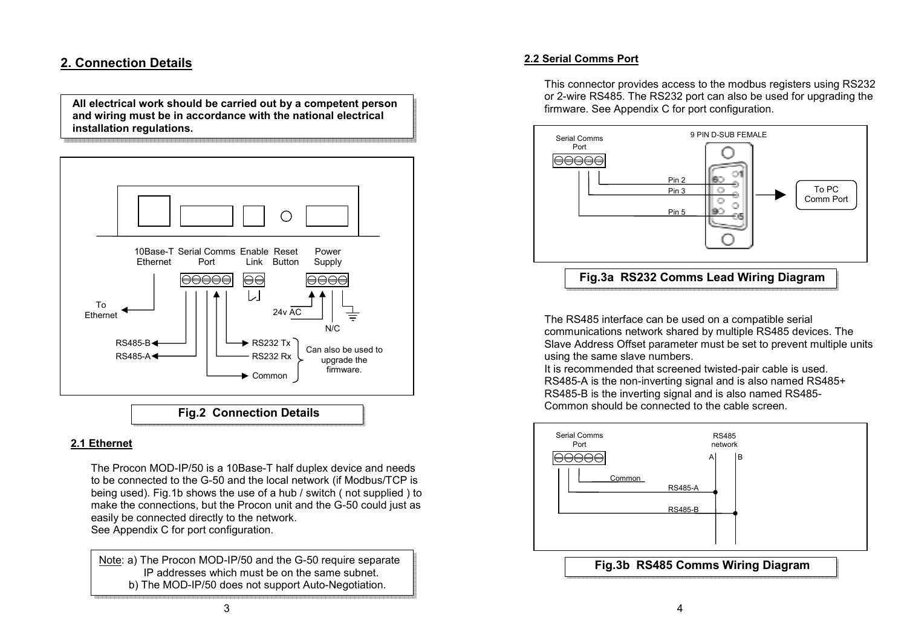## 2. Connection Details

**All electrical work should be carried out by a competent person and wiring must be in accordance with the national electrical installation regulations.**

Fig.2 Connection Details

### 2.1 Ethernet

The Procon MOD-IP/50 is a 10Base-T half duplex device and needs to be connected to the G-50 and the local network (if Modbus/TCP is being used). Fig.1b shows the use of a hub / switch ( not supplied ) to make the connections, but the Procon unit and the G-50 could just as easily be connected directly to the network.
See Appendix C for port configuration.

Note: a) The Procon MOD-IP/50 and the G-50 require separate IP addresses which must be on the same subnet.
b) The MOD-IP/50 does not support Auto-Negotiation.

### 2.2 Serial Comms Port

This connector provides access to the modbus registers using RS232 or 2-wire RS485. The RS232 port can also be used for upgrading the firmware. See Appendix C for port configuration.

Fig.3a RS232 Comms Lead Wiring Diagram

The RS485 interface can be used on a compatible serial communications network shared by multiple RS485 devices. The Slave Address Offset parameter must be set to prevent multiple units using the same slave numbers.
It is recommended that screened twisted-pair cable is used.
RS485-A is the non-inverting signal and is also named RS485+
RS485-B is the inverting signal and is also named RS485-
Common should be connected to the cable screen.

Fig.3b RS485 Comms Wiring Diagram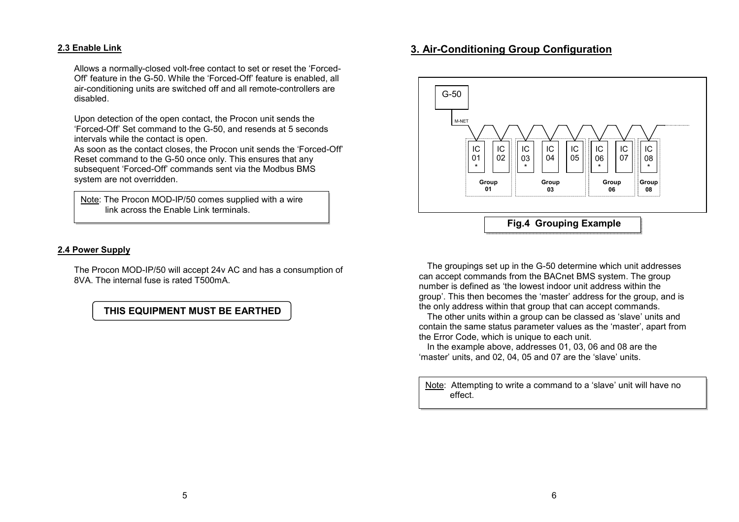### 2.3 Enable Link

Allows a normally-closed volt-free contact to set or reset the 'Forced-Off' feature in the G-50. While the 'Forced-Off' feature is enabled, all air-conditioning units are switched off and all remote-controllers are disabled.

Upon detection of the open contact, the Procon unit sends the 'Forced-Off' Set command to the G-50, and resends at 5 seconds intervals while the contact is open.
As soon as the contact closes, the Procon unit sends the 'Forced-Off' Reset command to the G-50 once only. This ensures that any subsequent 'Forced-Off' commands sent via the Modbus BMS system are not overridden.

Note: The Procon MOD-IP/50 comes supplied with a wire link across the Enable Link terminals.

### 2.4 Power Supply

The Procon MOD-IP/50 will accept 24v AC and has a consumption of 8VA. The internal fuse is rated T500mA.

**THIS EQUIPMENT MUST BE EARTHED**

## 3. Air-Conditioning Group Configuration

G-50

M-NET

IC 01 * | IC 02 | IC 03 * | IC 04 | IC 05 | IC 06 * | IC 07 | IC 08 *

Group 01 | Group 03 | Group 06 | Group 08

**Fig.4 Grouping Example**

The groupings set up in the G-50 determine which unit addresses can accept commands from the BACnet BMS system. The group number is defined as 'the lowest indoor unit address within the group'. This then becomes the 'master' address for the group, and is the only address within that group that can accept commands.
The other units within a group can be classed as 'slave' units and contain the same status parameter values as the 'master', apart from the Error Code, which is unique to each unit.
In the example above, addresses 01, 03, 06 and 08 are the 'master' units, and 02, 04, 05 and 07 are the 'slave' units.

Note: Attempting to write a command to a 'slave' unit will have no effect.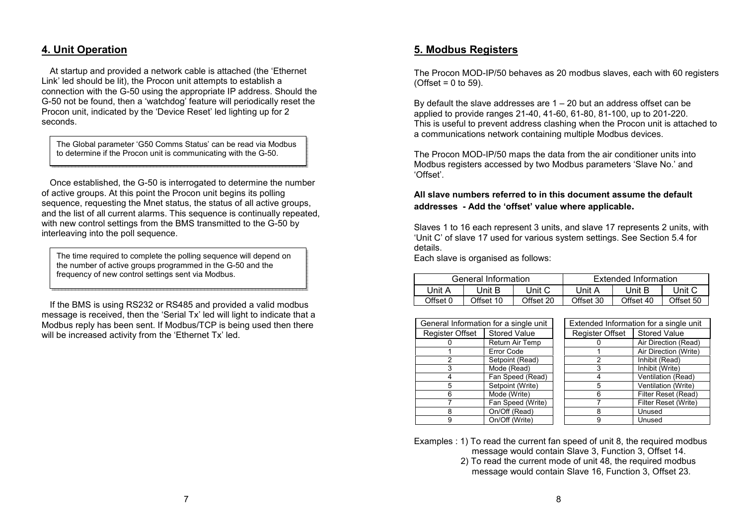## 4. Unit Operation

At startup and provided a network cable is attached (the 'Ethernet Link' led should be lit), the Procon unit attempts to establish a connection with the G-50 using the appropriate IP address. Should the G-50 not be found, then a 'watchdog' feature will periodically reset the Procon unit, indicated by the 'Device Reset' led lighting up for 2 seconds.

> The Global parameter 'G50 Comms Status' can be read via Modbus to determine if the Procon unit is communicating with the G-50.

Once established, the G-50 is interrogated to determine the number of active groups. At this point the Procon unit begins its polling sequence, requesting the Mnet status, the status of all active groups, and the list of all current alarms. This sequence is continually repeated, with new control settings from the BMS transmitted to the G-50 by interleaving into the poll sequence.

> The time required to complete the polling sequence will depend on the number of active groups programmed in the G-50 and the frequency of new control settings sent via Modbus.

If the BMS is using RS232 or RS485 and provided a valid modbus message is received, then the 'Serial Tx' led will light to indicate that a Modbus reply has been sent. If Modbus/TCP is being used then there will be increased activity from the 'Ethernet Tx' led.

## 5. Modbus Registers

The Procon MOD-IP/50 behaves as 20 modbus slaves, each with 60 registers (Offset = 0 to 59).

By default the slave addresses are 1 – 20 but an address offset can be applied to provide ranges 21-40, 41-60, 61-80, 81-100, up to 201-220. This is useful to prevent address clashing when the Procon unit is attached to a communications network containing multiple Modbus devices.

The Procon MOD-IP/50 maps the data from the air conditioner units into Modbus registers accessed by two Modbus parameters 'Slave No.' and 'Offset'.

**All slave numbers referred to in this document assume the default addresses - Add the 'offset' value where applicable.**

Slaves 1 to 16 each represent 3 units, and slave 17 represents 2 units, with 'Unit C' of slave 17 used for various system settings. See Section 5.4 for details.

Each slave is organised as follows:

| General Information | | | Extended Information | | |
|---|---|---|---|---|---|
| Unit A | Unit B | Unit C | Unit A | Unit B | Unit C |
| Offset 0 | Offset 10 | Offset 20 | Offset 30 | Offset 40 | Offset 50 |

| General Information for a single unit | |
|---|---|
| Register Offset | Stored Value |
| 0 | Return Air Temp |
| 1 | Error Code |
| 2 | Setpoint (Read) |
| 3 | Mode (Read) |
| 4 | Fan Speed (Read) |
| 5 | Setpoint (Write) |
| 6 | Mode (Write) |
| 7 | Fan Speed (Write) |
| 8 | On/Off (Read) |
| 9 | On/Off (Write) |

| Extended Information for a single unit | |
|---|---|
| Register Offset | Stored Value |
| 0 | Air Direction (Read) |
| 1 | Air Direction (Write) |
| 2 | Inhibit (Read) |
| 3 | Inhibit (Write) |
| 4 | Ventilation (Read) |
| 5 | Ventilation (Write) |
| 6 | Filter Reset (Read) |
| 7 | Filter Reset (Write) |
| 8 | Unused |
| 9 | Unused |

Examples : 1) To read the current fan speed of unit 8, the required modbus message would contain Slave 3, Function 3, Offset 14.
2) To read the current mode of unit 48, the required modbus message would contain Slave 16, Function 3, Offset 23.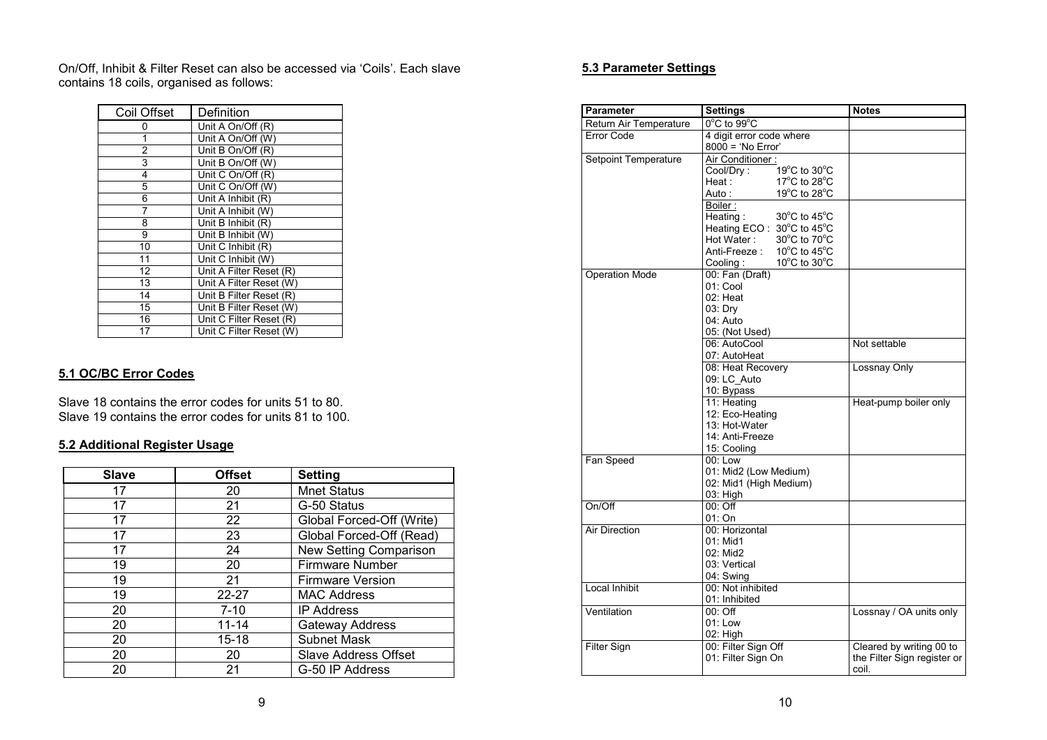On/Off, Inhibit & Filter Reset can also be accessed via 'Coils'. Each slave contains 18 coils, organised as follows:

| Coil Offset | Definition |
|---|---|
| 0 | Unit A On/Off (R) |
| 1 | Unit A On/Off (W) |
| 2 | Unit B On/Off (R) |
| 3 | Unit B On/Off (W) |
| 4 | Unit C On/Off (R) |
| 5 | Unit C On/Off (W) |
| 6 | Unit A Inhibit (R) |
| 7 | Unit A Inhibit (W) |
| 8 | Unit B Inhibit (R) |
| 9 | Unit B Inhibit (W) |
| 10 | Unit C Inhibit (R) |
| 11 | Unit C Inhibit (W) |
| 12 | Unit A Filter Reset (R) |
| 13 | Unit A Filter Reset (W) |
| 14 | Unit B Filter Reset (R) |
| 15 | Unit B Filter Reset (W) |
| 16 | Unit C Filter Reset (R) |
| 17 | Unit C Filter Reset (W) |

## 5.1 OC/BC Error Codes

Slave 18 contains the error codes for units 51 to 80.
Slave 19 contains the error codes for units 81 to 100.

## 5.2 Additional Register Usage

| Slave | Offset | Setting |
|---|---|---|
| 17 | 20 | Mnet Status |
| 17 | 21 | G-50 Status |
| 17 | 22 | Global Forced-Off (Write) |
| 17 | 23 | Global Forced-Off (Read) |
| 17 | 24 | New Setting Comparison |
| 19 | 20 | Firmware Number |
| 19 | 21 | Firmware Version |
| 19 | 22-27 | MAC Address |
| 20 | 7-10 | IP Address |
| 20 | 11-14 | Gateway Address |
| 20 | 15-18 | Subnet Mask |
| 20 | 20 | Slave Address Offset |
| 20 | 21 | G-50 IP Address |

## 5.3 Parameter Settings

| Parameter | Settings | Notes |
|---|---|---|
| Return Air Temperature | 0°C to 99°C | |
| Error Code | 4 digit error code where 8000 = 'No Error' | |
| Setpoint Temperature | Air Conditioner :<br>Cool/Dry : 19°C to 30°C<br>Heat : 17°C to 28°C<br>Auto : 19°C to 28°C | |
| | Boiler :<br>Heating : 30°C to 45°C<br>Heating ECO : 30°C to 45°C<br>Hot Water : 30°C to 70°C<br>Anti-Freeze : 10°C to 45°C<br>Cooling : 10°C to 30°C | |
| Operation Mode | 00: Fan (Draft)<br>01: Cool<br>02: Heat<br>03: Dry<br>04: Auto<br>05: (Not Used) | |
| | 06: AutoCool<br>07: AutoHeat | Not settable |
| | 08: Heat Recovery<br>09: LC_Auto<br>10: Bypass | Lossnay Only |
| | 11: Heating<br>12: Eco-Heating<br>13: Hot-Water<br>14: Anti-Freeze<br>15: Cooling | Heat-pump boiler only |
| Fan Speed | 00: Low<br>01: Mid2 (Low Medium)<br>02: Mid1 (High Medium)<br>03: High | |
| On/Off | 00: Off<br>01: On | |
| Air Direction | 00: Horizontal<br>01: Mid1<br>02: Mid2<br>03: Vertical<br>04: Swing | |
| Local Inhibit | 00: Not inhibited<br>01: Inhibited | |
| Ventilation | 00: Off<br>01: Low<br>02: High | Lossnay / OA units only |
| Filter Sign | 00: Filter Sign Off<br>01: Filter Sign On | Cleared by writing 00 to the Filter Sign register or coil. |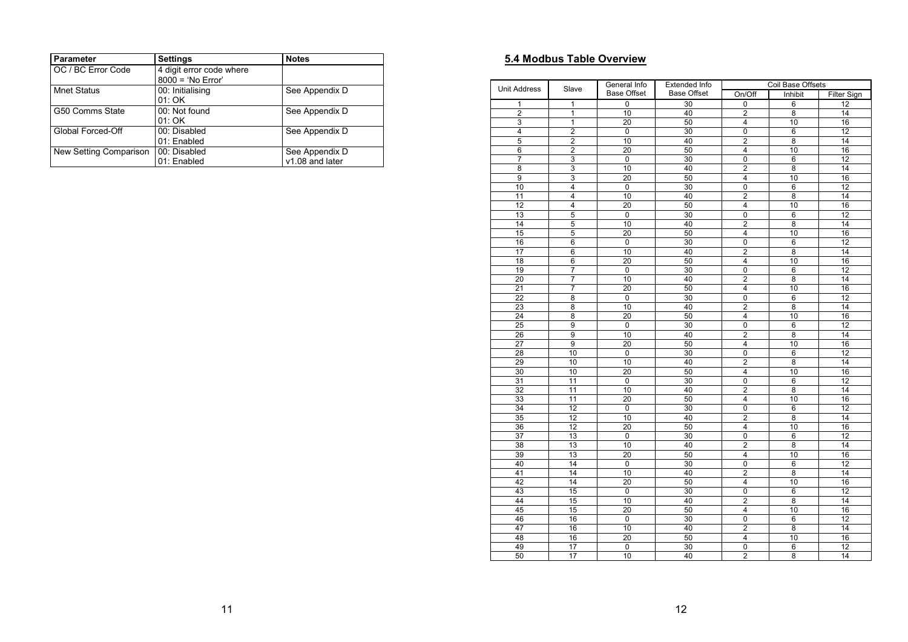| Parameter | Settings | Notes |
|---|---|---|
| OC / BC Error Code | 4 digit error code where 8000 = 'No Error' | |
| Mnet Status | 00: Initialising<br>01: OK | See Appendix D |
| G50 Comms State | 00: Not found<br>01: OK | See Appendix D |
| Global Forced-Off | 00: Disabled<br>01: Enabled | See Appendix D |
| New Setting Comparison | 00: Disabled<br>01: Enabled | See Appendix D<br>v1.08 and later |

## 5.4 Modbus Table Overview

| Unit Address | Slave | General Info Base Offset | Extended Info Base Offset | Coil Base Offsets | | |
|---|---|---|---|---|---|---|
| | | | | On/Off | Inhibit | Filter Sign |
| 1 | 1 | 0 | 30 | 0 | 6 | 12 |
| 2 | 1 | 10 | 40 | 2 | 8 | 14 |
| 3 | 1 | 20 | 50 | 4 | 10 | 16 |
| 4 | 2 | 0 | 30 | 0 | 6 | 12 |
| 5 | 2 | 10 | 40 | 2 | 8 | 14 |
| 6 | 2 | 20 | 50 | 4 | 10 | 16 |
| 7 | 3 | 0 | 30 | 0 | 6 | 12 |
| 8 | 3 | 10 | 40 | 2 | 8 | 14 |
| 9 | 3 | 20 | 50 | 4 | 10 | 16 |
| 10 | 4 | 0 | 30 | 0 | 6 | 12 |
| 11 | 4 | 10 | 40 | 2 | 8 | 14 |
| 12 | 4 | 20 | 50 | 4 | 10 | 16 |
| 13 | 5 | 0 | 30 | 0 | 6 | 12 |
| 14 | 5 | 10 | 40 | 2 | 8 | 14 |
| 15 | 5 | 20 | 50 | 4 | 10 | 16 |
| 16 | 6 | 0 | 30 | 0 | 6 | 12 |
| 17 | 6 | 10 | 40 | 2 | 8 | 14 |
| 18 | 6 | 20 | 50 | 4 | 10 | 16 |
| 19 | 7 | 0 | 30 | 0 | 6 | 12 |
| 20 | 7 | 10 | 40 | 2 | 8 | 14 |
| 21 | 7 | 20 | 50 | 4 | 10 | 16 |
| 22 | 8 | 0 | 30 | 0 | 6 | 12 |
| 23 | 8 | 10 | 40 | 2 | 8 | 14 |
| 24 | 8 | 20 | 50 | 4 | 10 | 16 |
| 25 | 9 | 0 | 30 | 0 | 6 | 12 |
| 26 | 9 | 10 | 40 | 2 | 8 | 14 |
| 27 | 9 | 20 | 50 | 4 | 10 | 16 |
| 28 | 10 | 0 | 30 | 0 | 6 | 12 |
| 29 | 10 | 10 | 40 | 2 | 8 | 14 |
| 30 | 10 | 20 | 50 | 4 | 10 | 16 |
| 31 | 11 | 0 | 30 | 0 | 6 | 12 |
| 32 | 11 | 10 | 40 | 2 | 8 | 14 |
| 33 | 11 | 20 | 50 | 4 | 10 | 16 |
| 34 | 12 | 0 | 30 | 0 | 6 | 12 |
| 35 | 12 | 10 | 40 | 2 | 8 | 14 |
| 36 | 12 | 20 | 50 | 4 | 10 | 16 |
| 37 | 13 | 0 | 30 | 0 | 6 | 12 |
| 38 | 13 | 10 | 40 | 2 | 8 | 14 |
| 39 | 13 | 20 | 50 | 4 | 10 | 16 |
| 40 | 14 | 0 | 30 | 0 | 6 | 12 |
| 41 | 14 | 10 | 40 | 2 | 8 | 14 |
| 42 | 14 | 20 | 50 | 4 | 10 | 16 |
| 43 | 15 | 0 | 30 | 0 | 6 | 12 |
| 44 | 15 | 10 | 40 | 2 | 8 | 14 |
| 45 | 15 | 20 | 50 | 4 | 10 | 16 |
| 46 | 16 | 0 | 30 | 0 | 6 | 12 |
| 47 | 16 | 10 | 40 | 2 | 8 | 14 |
| 48 | 16 | 20 | 50 | 4 | 10 | 16 |
| 49 | 17 | 0 | 30 | 0 | 6 | 12 |
| 50 | 17 | 10 | 40 | 2 | 8 | 14 |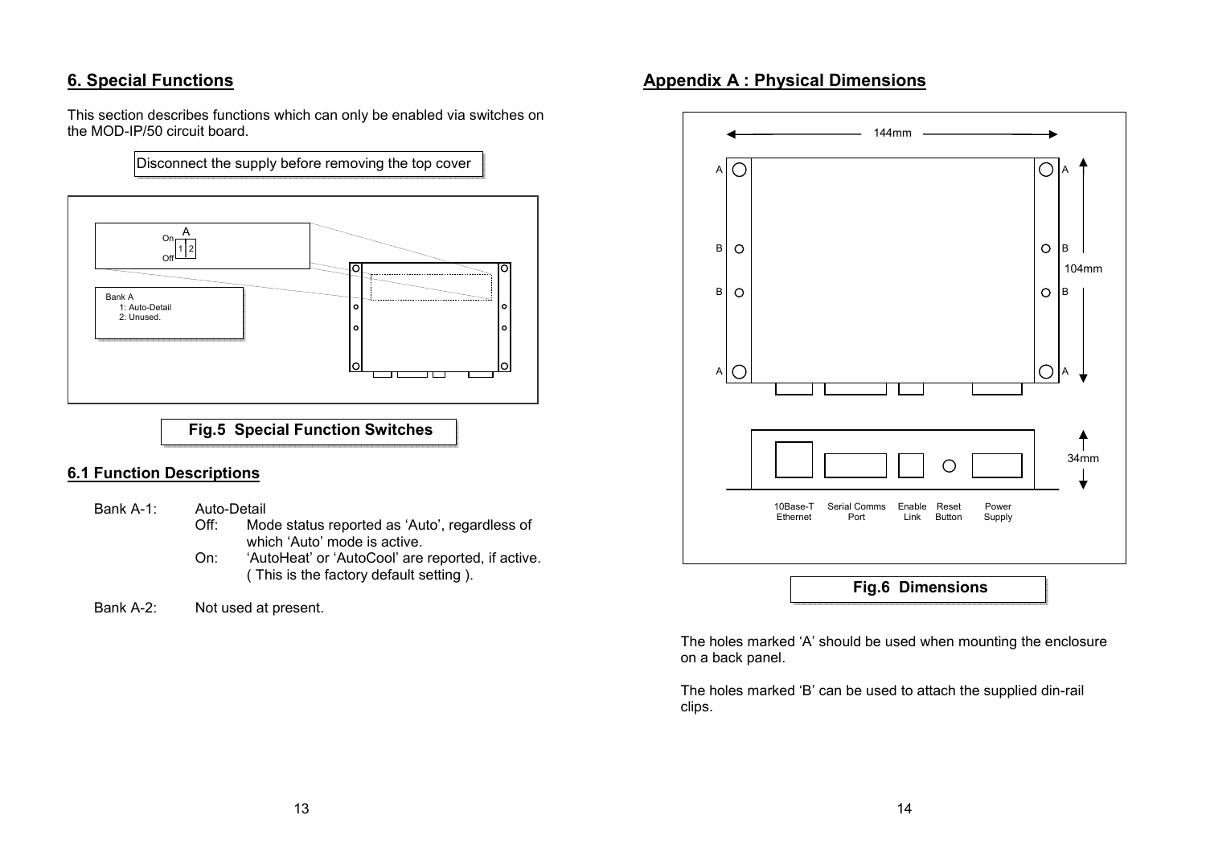## 6. Special Functions

This section describes functions which can only be enabled via switches on the MOD-IP/50 circuit board.

Disconnect the supply before removing the top cover

A
On
Off
1 2

Bank A
1: Auto-Detail
2: Unused.

**Fig.5 Special Function Switches**

### 6.1 Function Descriptions

Bank A-1: Auto-Detail

- Off: Mode status reported as 'Auto', regardless of which 'Auto' mode is active.
- On: 'AutoHeat' or 'AutoCool' are reported, if active. ( This is the factory default setting ).

Bank A-2: Not used at present.

## Appendix A : Physical Dimensions

144mm

104mm

34mm

A A B B B B A A

10Base-T Ethernet | Serial Comms Port | Enable Link | Reset Button | Power Supply

**Fig.6 Dimensions**

The holes marked 'A' should be used when mounting the enclosure on a back panel.

The holes marked 'B' can be used to attach the supplied din-rail clips.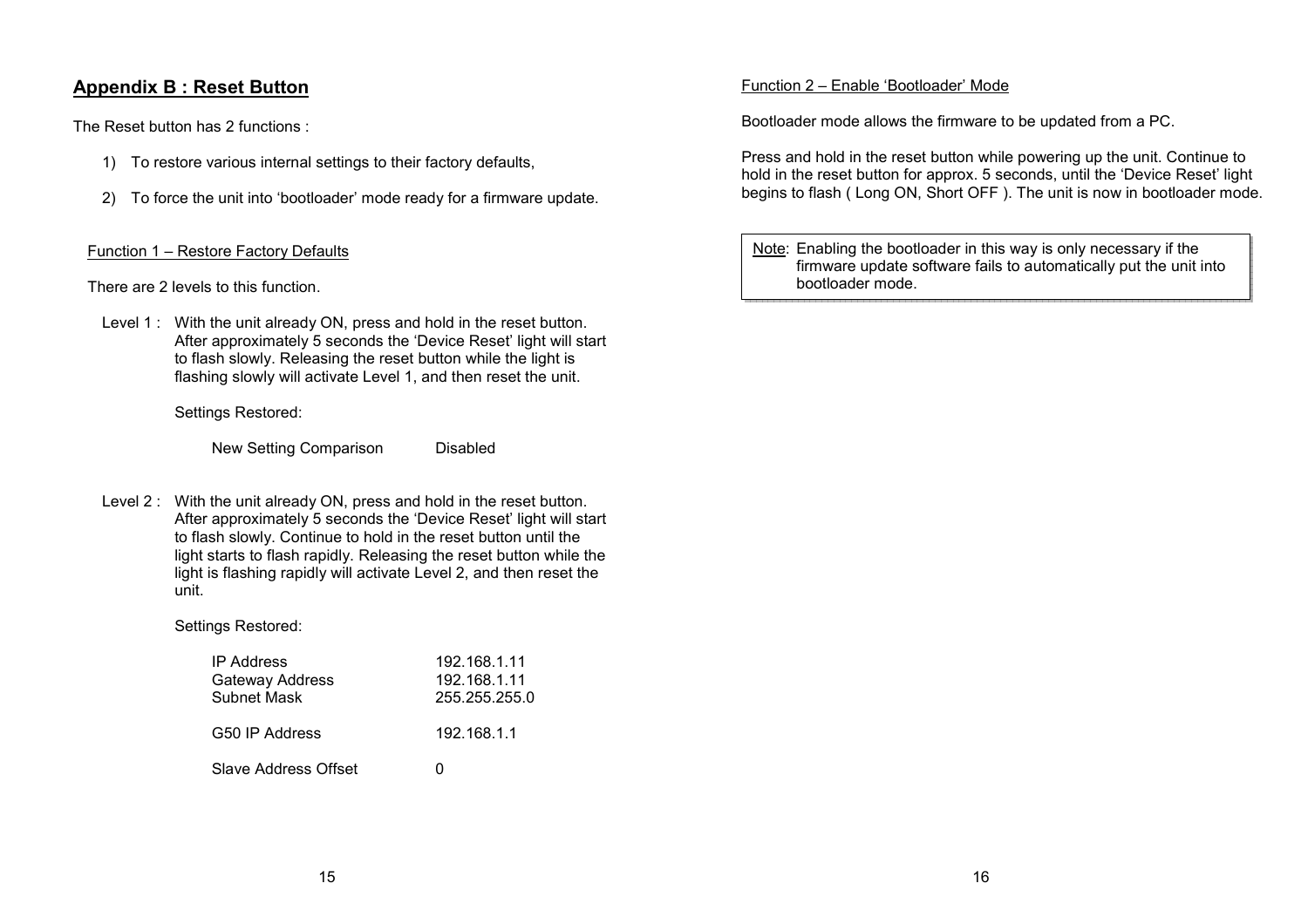## Appendix B : Reset Button

The Reset button has 2 functions :

1) To restore various internal settings to their factory defaults,
2) To force the unit into 'bootloader' mode ready for a firmware update.

### Function 1 – Restore Factory Defaults

There are 2 levels to this function.

Level 1 : With the unit already ON, press and hold in the reset button. After approximately 5 seconds the 'Device Reset' light will start to flash slowly. Releasing the reset button while the light is flashing slowly will activate Level 1, and then reset the unit.

Settings Restored:

| | |
|---|---|
| New Setting Comparison | Disabled |

Level 2 : With the unit already ON, press and hold in the reset button. After approximately 5 seconds the 'Device Reset' light will start to flash slowly. Continue to hold in the reset button until the light starts to flash rapidly. Releasing the reset button while the light is flashing rapidly will activate Level 2, and then reset the unit.

Settings Restored:

| | |
|---|---|
| IP Address | 192.168.1.11 |
| Gateway Address | 192.168.1.11 |
| Subnet Mask | 255.255.255.0 |
| G50 IP Address | 192.168.1.1 |
| Slave Address Offset | 0 |

### Function 2 – Enable 'Bootloader' Mode

Bootloader mode allows the firmware to be updated from a PC.

Press and hold in the reset button while powering up the unit. Continue to hold in the reset button for approx. 5 seconds, until the 'Device Reset' light begins to flash ( Long ON, Short OFF ). The unit is now in bootloader mode.

> Note: Enabling the bootloader in this way is only necessary if the firmware update software fails to automatically put the unit into bootloader mode.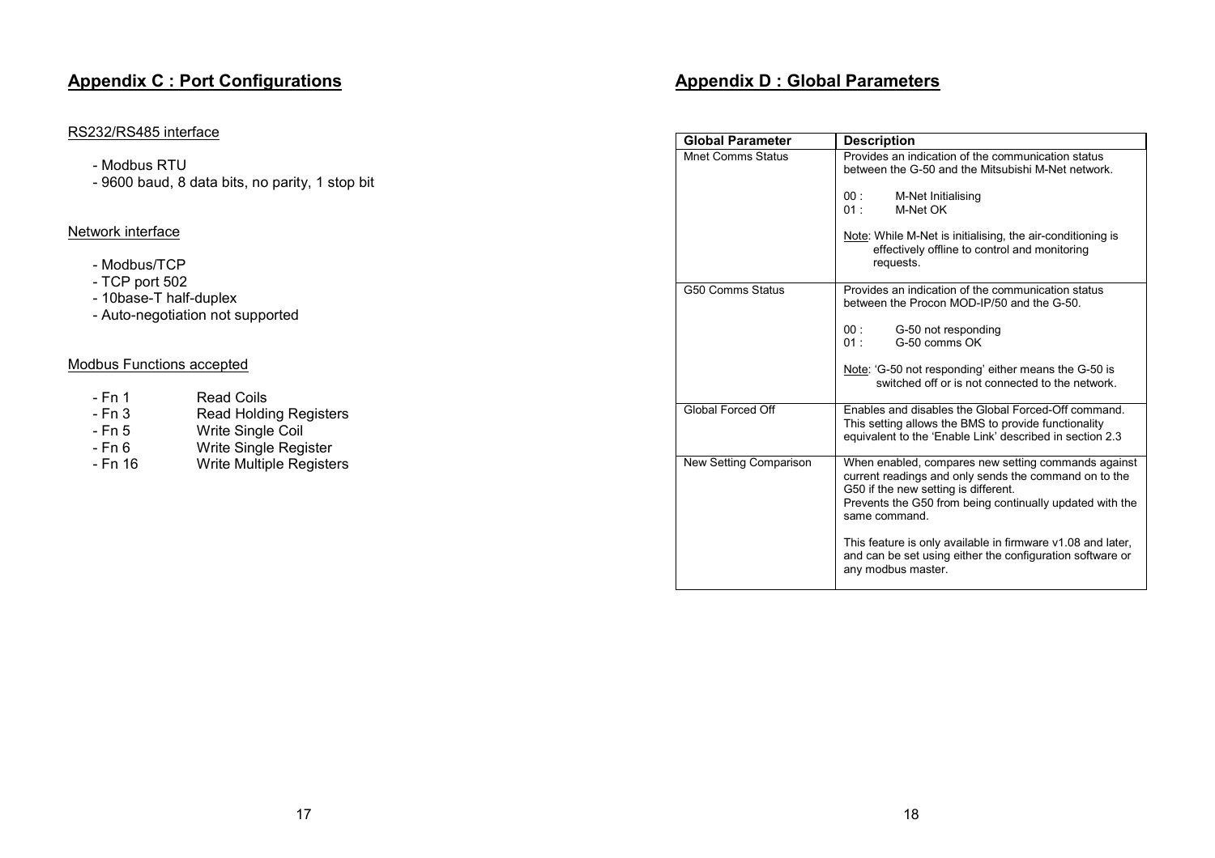## Appendix C : Port Configurations

RS232/RS485 interface

- Modbus RTU
- 9600 baud, 8 data bits, no parity, 1 stop bit

Network interface

- Modbus/TCP
- TCP port 502
- 10base-T half-duplex
- Auto-negotiation not supported

Modbus Functions accepted

- Fn 1    Read Coils
- Fn 3    Read Holding Registers
- Fn 5    Write Single Coil
- Fn 6    Write Single Register
- Fn 16    Write Multiple Registers

## Appendix D : Global Parameters

| Global Parameter | Description |
|---|---|
| Mnet Comms Status | Provides an indication of the communication status between the G-50 and the Mitsubishi M-Net network.<br><br>00 : M-Net Initialising<br>01 : M-Net OK<br><br>Note: While M-Net is initialising, the air-conditioning is effectively offline to control and monitoring requests. |
| G50 Comms Status | Provides an indication of the communication status between the Procon MOD-IP/50 and the G-50.<br><br>00 : G-50 not responding<br>01 : G-50 comms OK<br><br>Note: 'G-50 not responding' either means the G-50 is switched off or is not connected to the network. |
| Global Forced Off | Enables and disables the Global Forced-Off command. This setting allows the BMS to provide functionality equivalent to the 'Enable Link' described in section 2.3 |
| New Setting Comparison | When enabled, compares new setting commands against current readings and only sends the command on to the G50 if the new setting is different.<br>Prevents the G50 from being continually updated with the same command.<br><br>This feature is only available in firmware v1.08 and later, and can be set using either the configuration software or any modbus master. |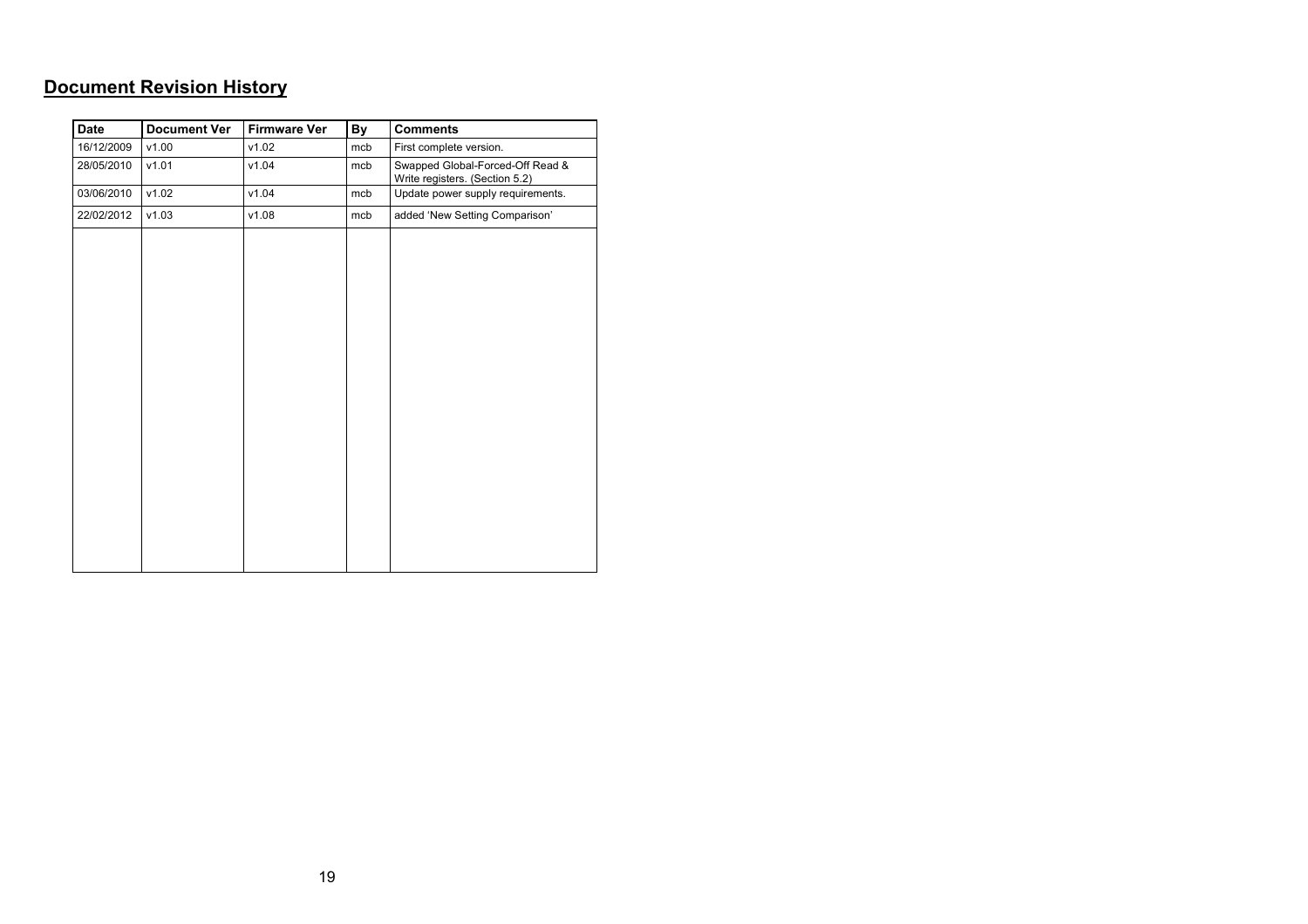## Document Revision History

| Date | Document Ver | Firmware Ver | By | Comments |
|---|---|---|---|---|
| 16/12/2009 | v1.00 | v1.02 | mcb | First complete version. |
| 28/05/2010 | v1.01 | v1.04 | mcb | Swapped Global-Forced-Off Read & Write registers. (Section 5.2) |
| 03/06/2010 | v1.02 | v1.04 | mcb | Update power supply requirements. |
| 22/02/2012 | v1.03 | v1.08 | mcb | added 'New Setting Comparison' |